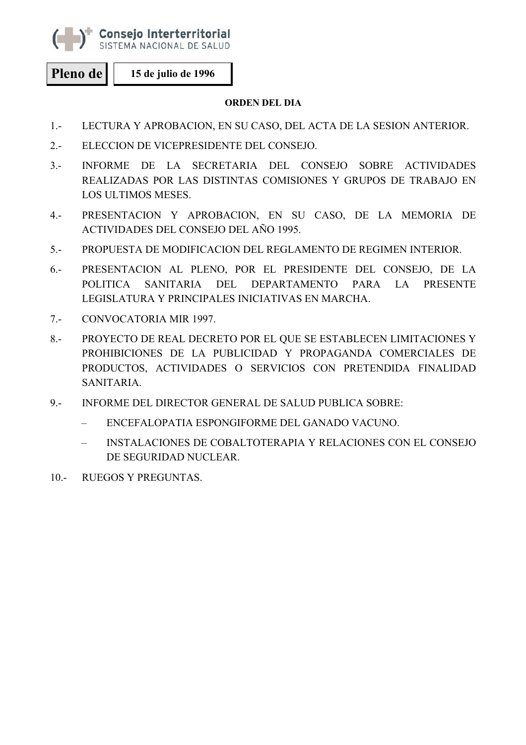Consejo Interterritorial
SISTEMA NACIONAL DE SALUD

**Pleno de** **15 de julio de 1996**

**ORDEN DEL DIA**

1.- LECTURA Y APROBACION, EN SU CASO, DEL ACTA DE LA SESION ANTERIOR.

2.- ELECCION DE VICEPRESIDENTE DEL CONSEJO.

3.- INFORME DE LA SECRETARIA DEL CONSEJO SOBRE ACTIVIDADES REALIZADAS POR LAS DISTINTAS COMISIONES Y GRUPOS DE TRABAJO EN LOS ULTIMOS MESES.

4.- PRESENTACION Y APROBACION, EN SU CASO, DE LA MEMORIA DE ACTIVIDADES DEL CONSEJO DEL AÑO 1995.

5.- PROPUESTA DE MODIFICACION DEL REGLAMENTO DE REGIMEN INTERIOR.

6.- PRESENTACION AL PLENO, POR EL PRESIDENTE DEL CONSEJO, DE LA POLITICA SANITARIA DEL DEPARTAMENTO PARA LA PRESENTE LEGISLATURA Y PRINCIPALES INICIATIVAS EN MARCHA.

7.- CONVOCATORIA MIR 1997.

8.- PROYECTO DE REAL DECRETO POR EL QUE SE ESTABLECEN LIMITACIONES Y PROHIBICIONES DE LA PUBLICIDAD Y PROPAGANDA COMERCIALES DE PRODUCTOS, ACTIVIDADES O SERVICIOS CON PRETENDIDA FINALIDAD SANITARIA.

9.- INFORME DEL DIRECTOR GENERAL DE SALUD PUBLICA SOBRE:

   – ENCEFALOPATIA ESPONGIFORME DEL GANADO VACUNO.

   – INSTALACIONES DE COBALTOTERAPIA Y RELACIONES CON EL CONSEJO DE SEGURIDAD NUCLEAR.

10.- RUEGOS Y PREGUNTAS.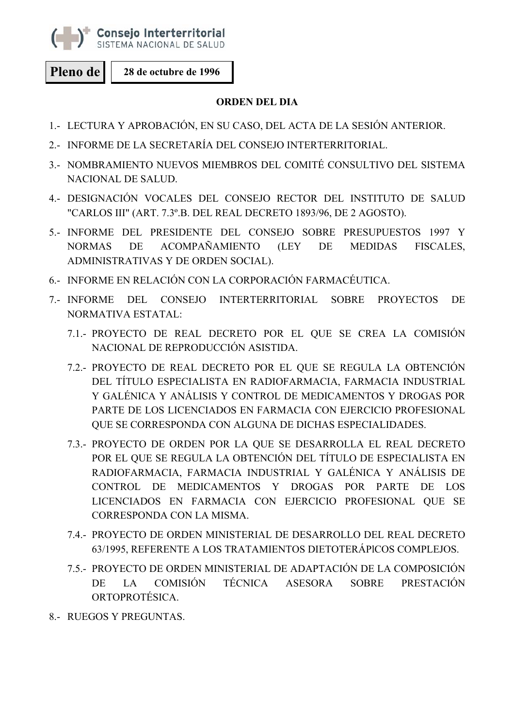Consejo Interterritorial
SISTEMA NACIONAL DE SALUD

**Pleno de** **28 de octubre de 1996**

**ORDEN DEL DIA**

1.- LECTURA Y APROBACIÓN, EN SU CASO, DEL ACTA DE LA SESIÓN ANTERIOR.

2.- INFORME DE LA SECRETARÍA DEL CONSEJO INTERTERRITORIAL.

3.- NOMBRAMIENTO NUEVOS MIEMBROS DEL COMITÉ CONSULTIVO DEL SISTEMA NACIONAL DE SALUD.

4.- DESIGNACIÓN VOCALES DEL CONSEJO RECTOR DEL INSTITUTO DE SALUD "CARLOS III" (ART. 7.3º.B. DEL REAL DECRETO 1893/96, DE 2 AGOSTO).

5.- INFORME DEL PRESIDENTE DEL CONSEJO SOBRE PRESUPUESTOS 1997 Y NORMAS DE ACOMPAÑAMIENTO (LEY DE MEDIDAS FISCALES, ADMINISTRATIVAS Y DE ORDEN SOCIAL).

6.- INFORME EN RELACIÓN CON LA CORPORACIÓN FARMACÉUTICA.

7.- INFORME DEL CONSEJO INTERTERRITORIAL SOBRE PROYECTOS DE NORMATIVA ESTATAL:

   7.1.- PROYECTO DE REAL DECRETO POR EL QUE SE CREA LA COMISIÓN NACIONAL DE REPRODUCCIÓN ASISTIDA.

   7.2.- PROYECTO DE REAL DECRETO POR EL QUE SE REGULA LA OBTENCIÓN DEL TÍTULO ESPECIALISTA EN RADIOFARMACIA, FARMACIA INDUSTRIAL Y GALÉNICA Y ANÁLISIS Y CONTROL DE MEDICAMENTOS Y DROGAS POR PARTE DE LOS LICENCIADOS EN FARMACIA CON EJERCICIO PROFESIONAL QUE SE CORRESPONDA CON ALGUNA DE DICHAS ESPECIALIDADES.

   7.3.- PROYECTO DE ORDEN POR LA QUE SE DESARROLLA EL REAL DECRETO POR EL QUE SE REGULA LA OBTENCIÓN DEL TÍTULO DE ESPECIALISTA EN RADIOFARMACIA, FARMACIA INDUSTRIAL Y GALÉNICA Y ANÁLISIS DE CONTROL DE MEDICAMENTOS Y DROGAS POR PARTE DE LOS LICENCIADOS EN FARMACIA CON EJERCICIO PROFESIONAL QUE SE CORRESPONDA CON LA MISMA.

   7.4.- PROYECTO DE ORDEN MINISTERIAL DE DESARROLLO DEL REAL DECRETO 63/1995, REFERENTE A LOS TRATAMIENTOS DIETOTERÁPICOS COMPLEJOS.

   7.5.- PROYECTO DE ORDEN MINISTERIAL DE ADAPTACIÓN DE LA COMPOSICIÓN DE LA COMISIÓN TÉCNICA ASESORA SOBRE PRESTACIÓN ORTOPROTÉSICA.

8.- RUEGOS Y PREGUNTAS.